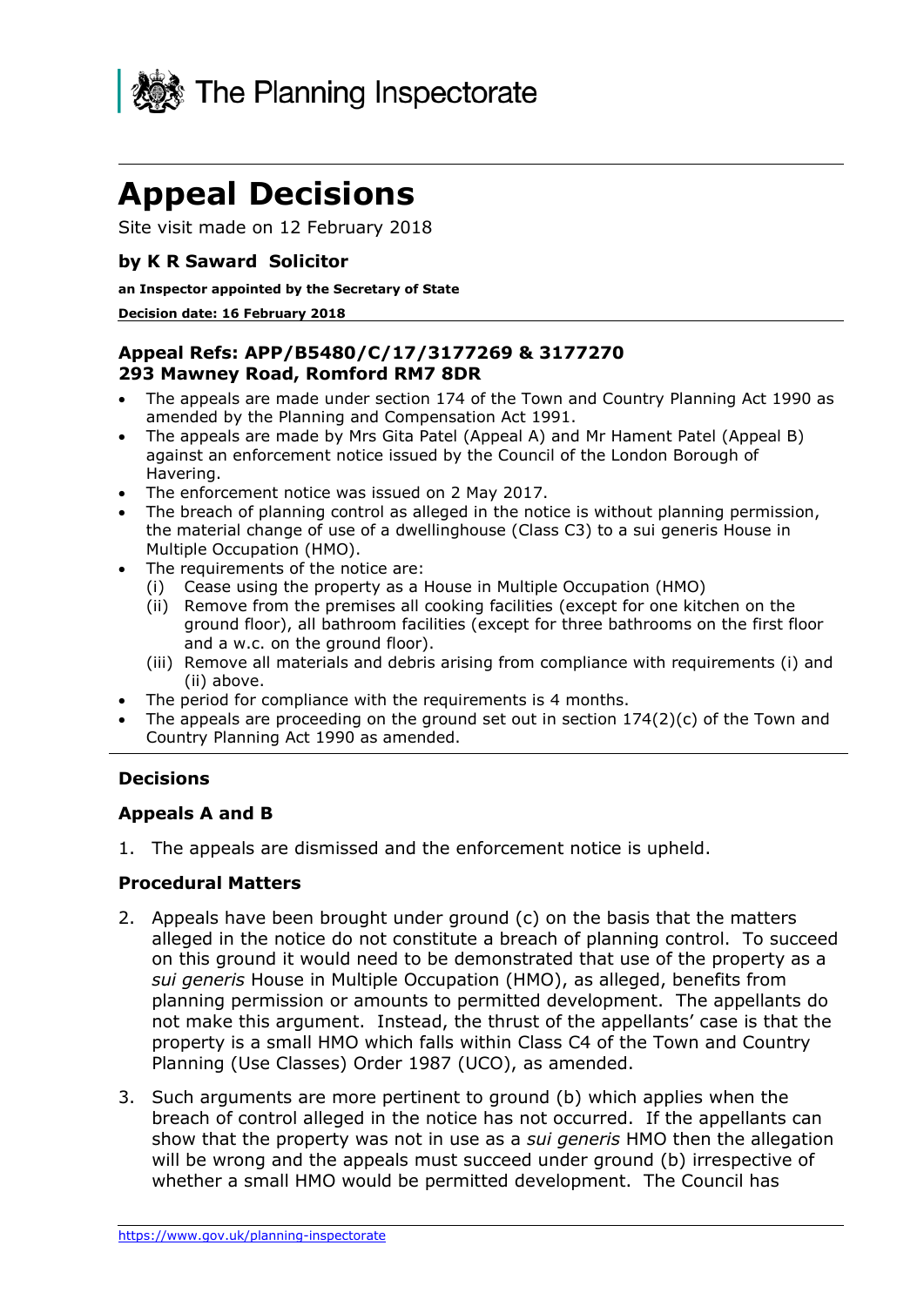The Planning Inspectorate

# Appeal Decisions

Site visit made on 12 February 2018

**by K R Saward Solicitor**

**an Inspector appointed by the Secretary of State**

**Decision date: 16 February 2018**

**Appeal Refs: APP/B5480/C/17/3177269 & 3177270**
**293 Mawney Road, Romford RM7 8DR**

- The appeals are made under section 174 of the Town and Country Planning Act 1990 as amended by the Planning and Compensation Act 1991.
- The appeals are made by Mrs Gita Patel (Appeal A) and Mr Hament Patel (Appeal B) against an enforcement notice issued by the Council of the London Borough of Havering.
- The enforcement notice was issued on 2 May 2017.
- The breach of planning control as alleged in the notice is without planning permission, the material change of use of a dwellinghouse (Class C3) to a sui generis House in Multiple Occupation (HMO).
- The requirements of the notice are:
  - (i) Cease using the property as a House in Multiple Occupation (HMO)
  - (ii) Remove from the premises all cooking facilities (except for one kitchen on the ground floor), all bathroom facilities (except for three bathrooms on the first floor and a w.c. on the ground floor).
  - (iii) Remove all materials and debris arising from compliance with requirements (i) and (ii) above.
- The period for compliance with the requirements is 4 months.
- The appeals are proceeding on the ground set out in section 174(2)(c) of the Town and Country Planning Act 1990 as amended.

## Decisions

### Appeals A and B

1. The appeals are dismissed and the enforcement notice is upheld.

### Procedural Matters

2. Appeals have been brought under ground (c) on the basis that the matters alleged in the notice do not constitute a breach of planning control. To succeed on this ground it would need to be demonstrated that use of the property as a *sui generis* House in Multiple Occupation (HMO), as alleged, benefits from planning permission or amounts to permitted development. The appellants do not make this argument. Instead, the thrust of the appellants' case is that the property is a small HMO which falls within Class C4 of the Town and Country Planning (Use Classes) Order 1987 (UCO), as amended.

3. Such arguments are more pertinent to ground (b) which applies when the breach of control alleged in the notice has not occurred. If the appellants can show that the property was not in use as a *sui generis* HMO then the allegation will be wrong and the appeals must succeed under ground (b) irrespective of whether a small HMO would be permitted development. The Council has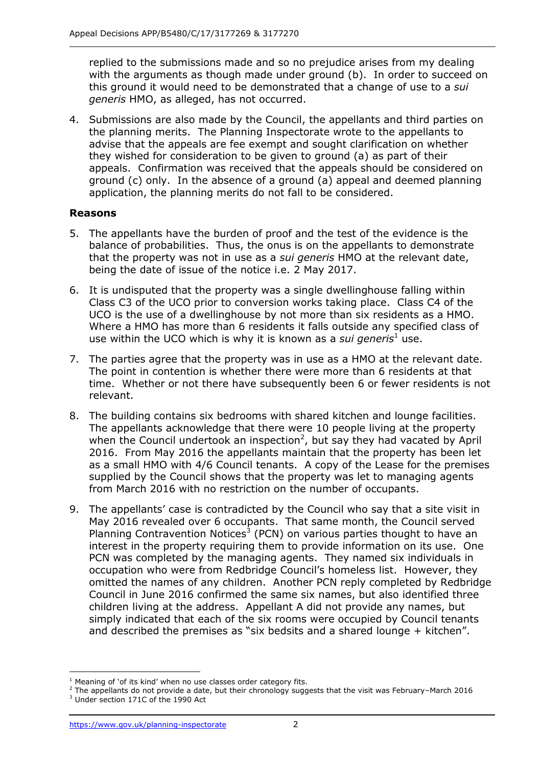replied to the submissions made and so no prejudice arises from my dealing with the arguments as though made under ground (b). In order to succeed on this ground it would need to be demonstrated that a change of use to a *sui generis* HMO, as alleged, has not occurred.

4. Submissions are also made by the Council, the appellants and third parties on the planning merits. The Planning Inspectorate wrote to the appellants to advise that the appeals are fee exempt and sought clarification on whether they wished for consideration to be given to ground (a) as part of their appeals. Confirmation was received that the appeals should be considered on ground (c) only. In the absence of a ground (a) appeal and deemed planning application, the planning merits do not fall to be considered.

## Reasons

5. The appellants have the burden of proof and the test of the evidence is the balance of probabilities. Thus, the onus is on the appellants to demonstrate that the property was not in use as a *sui generis* HMO at the relevant date, being the date of issue of the notice i.e. 2 May 2017.

6. It is undisputed that the property was a single dwellinghouse falling within Class C3 of the UCO prior to conversion works taking place. Class C4 of the UCO is the use of a dwellinghouse by not more than six residents as a HMO. Where a HMO has more than 6 residents it falls outside any specified class of use within the UCO which is why it is known as a *sui generis*[1] use.

7. The parties agree that the property was in use as a HMO at the relevant date. The point in contention is whether there were more than 6 residents at that time. Whether or not there have subsequently been 6 or fewer residents is not relevant.

8. The building contains six bedrooms with shared kitchen and lounge facilities. The appellants acknowledge that there were 10 people living at the property when the Council undertook an inspection[2], but say they had vacated by April 2016. From May 2016 the appellants maintain that the property has been let as a small HMO with 4/6 Council tenants. A copy of the Lease for the premises supplied by the Council shows that the property was let to managing agents from March 2016 with no restriction on the number of occupants.

9. The appellants' case is contradicted by the Council who say that a site visit in May 2016 revealed over 6 occupants. That same month, the Council served Planning Contravention Notices[3] (PCN) on various parties thought to have an interest in the property requiring them to provide information on its use. One PCN was completed by the managing agents. They named six individuals in occupation who were from Redbridge Council's homeless list. However, they omitted the names of any children. Another PCN reply completed by Redbridge Council in June 2016 confirmed the same six names, but also identified three children living at the address. Appellant A did not provide any names, but simply indicated that each of the six rooms were occupied by Council tenants and described the premises as "six bedsits and a shared lounge + kitchen".

---

[1] Meaning of 'of its kind' when no use classes order category fits.

[2] The appellants do not provide a date, but their chronology suggests that the visit was February–March 2016

[3] Under section 171C of the 1990 Act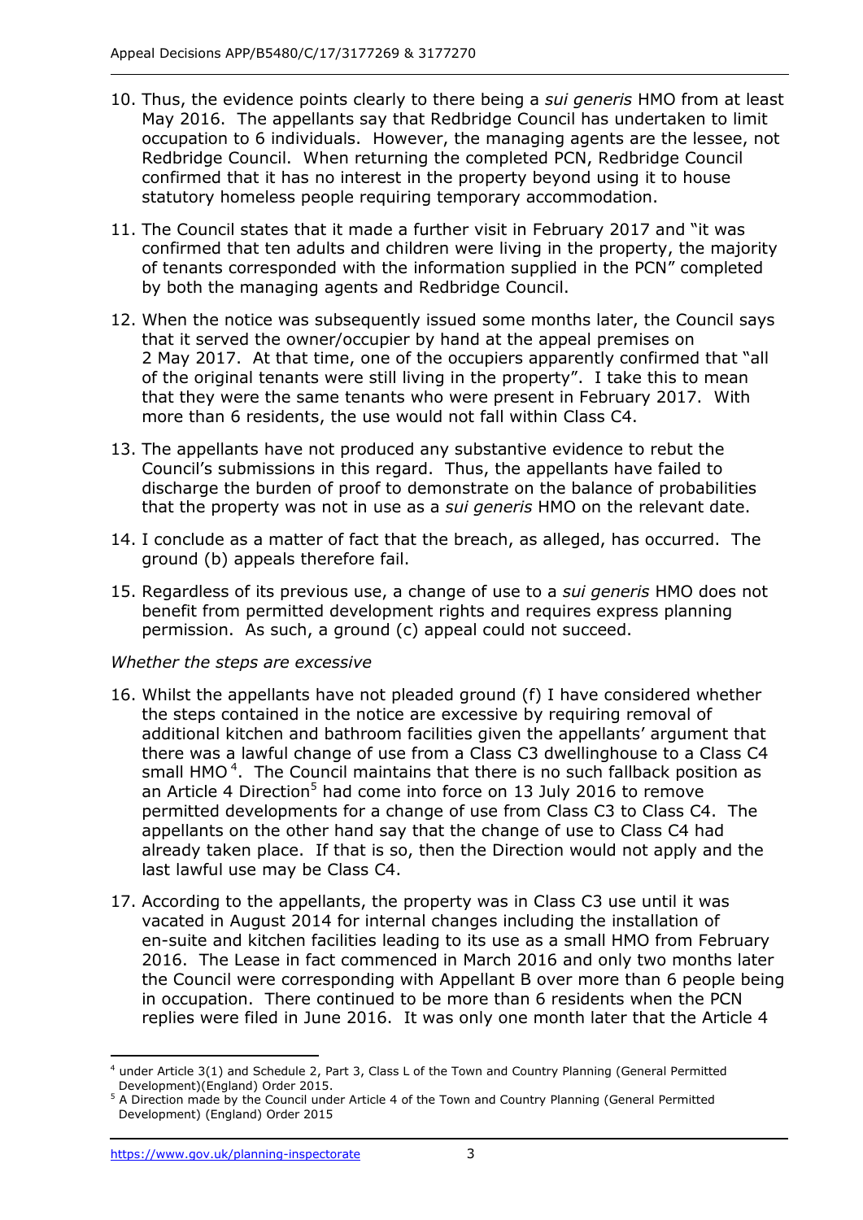10. Thus, the evidence points clearly to there being a *sui generis* HMO from at least May 2016. The appellants say that Redbridge Council has undertaken to limit occupation to 6 individuals. However, the managing agents are the lessee, not Redbridge Council. When returning the completed PCN, Redbridge Council confirmed that it has no interest in the property beyond using it to house statutory homeless people requiring temporary accommodation.

11. The Council states that it made a further visit in February 2017 and "it was confirmed that ten adults and children were living in the property, the majority of tenants corresponded with the information supplied in the PCN" completed by both the managing agents and Redbridge Council.

12. When the notice was subsequently issued some months later, the Council says that it served the owner/occupier by hand at the appeal premises on 2 May 2017. At that time, one of the occupiers apparently confirmed that "all of the original tenants were still living in the property". I take this to mean that they were the same tenants who were present in February 2017. With more than 6 residents, the use would not fall within Class C4.

13. The appellants have not produced any substantive evidence to rebut the Council's submissions in this regard. Thus, the appellants have failed to discharge the burden of proof to demonstrate on the balance of probabilities that the property was not in use as a *sui generis* HMO on the relevant date.

14. I conclude as a matter of fact that the breach, as alleged, has occurred. The ground (b) appeals therefore fail.

15. Regardless of its previous use, a change of use to a *sui generis* HMO does not benefit from permitted development rights and requires express planning permission. As such, a ground (c) appeal could not succeed.

*Whether the steps are excessive*

16. Whilst the appellants have not pleaded ground (f) I have considered whether the steps contained in the notice are excessive by requiring removal of additional kitchen and bathroom facilities given the appellants' argument that there was a lawful change of use from a Class C3 dwellinghouse to a Class C4 small HMO[4]. The Council maintains that there is no such fallback position as an Article 4 Direction[5] had come into force on 13 July 2016 to remove permitted developments for a change of use from Class C3 to Class C4. The appellants on the other hand say that the change of use to Class C4 had already taken place. If that is so, then the Direction would not apply and the last lawful use may be Class C4.

17. According to the appellants, the property was in Class C3 use until it was vacated in August 2014 for internal changes including the installation of en-suite and kitchen facilities leading to its use as a small HMO from February 2016. The Lease in fact commenced in March 2016 and only two months later the Council were corresponding with Appellant B over more than 6 people being in occupation. There continued to be more than 6 residents when the PCN replies were filed in June 2016. It was only one month later that the Article 4

[4] under Article 3(1) and Schedule 2, Part 3, Class L of the Town and Country Planning (General Permitted Development)(England) Order 2015.

[5] A Direction made by the Council under Article 4 of the Town and Country Planning (General Permitted Development) (England) Order 2015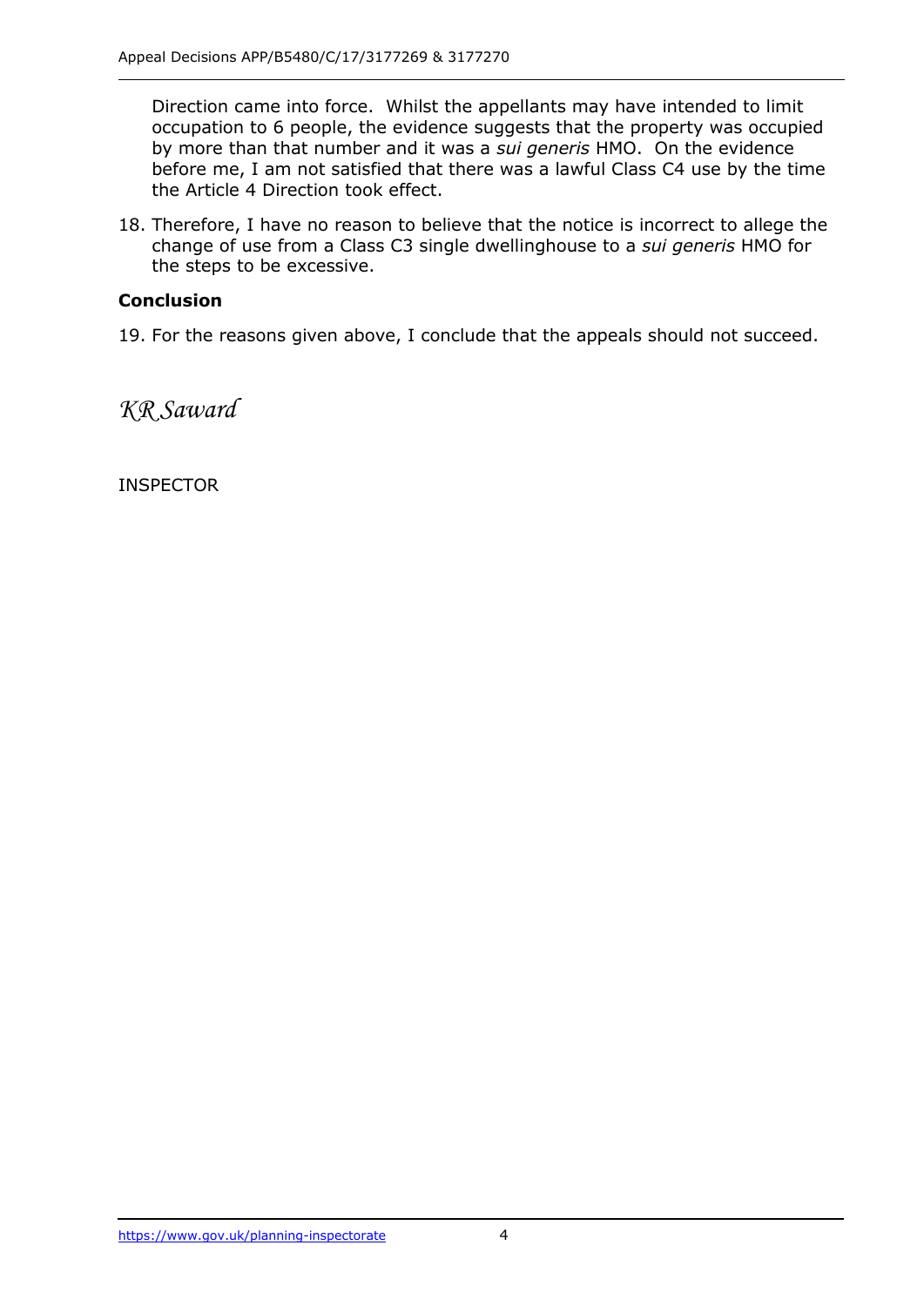Direction came into force. Whilst the appellants may have intended to limit occupation to 6 people, the evidence suggests that the property was occupied by more than that number and it was a *sui generis* HMO. On the evidence before me, I am not satisfied that there was a lawful Class C4 use by the time the Article 4 Direction took effect.

18. Therefore, I have no reason to believe that the notice is incorrect to allege the change of use from a Class C3 single dwellinghouse to a *sui generis* HMO for the steps to be excessive.

**Conclusion**

19. For the reasons given above, I conclude that the appeals should not succeed.

*KR Saward*

INSPECTOR